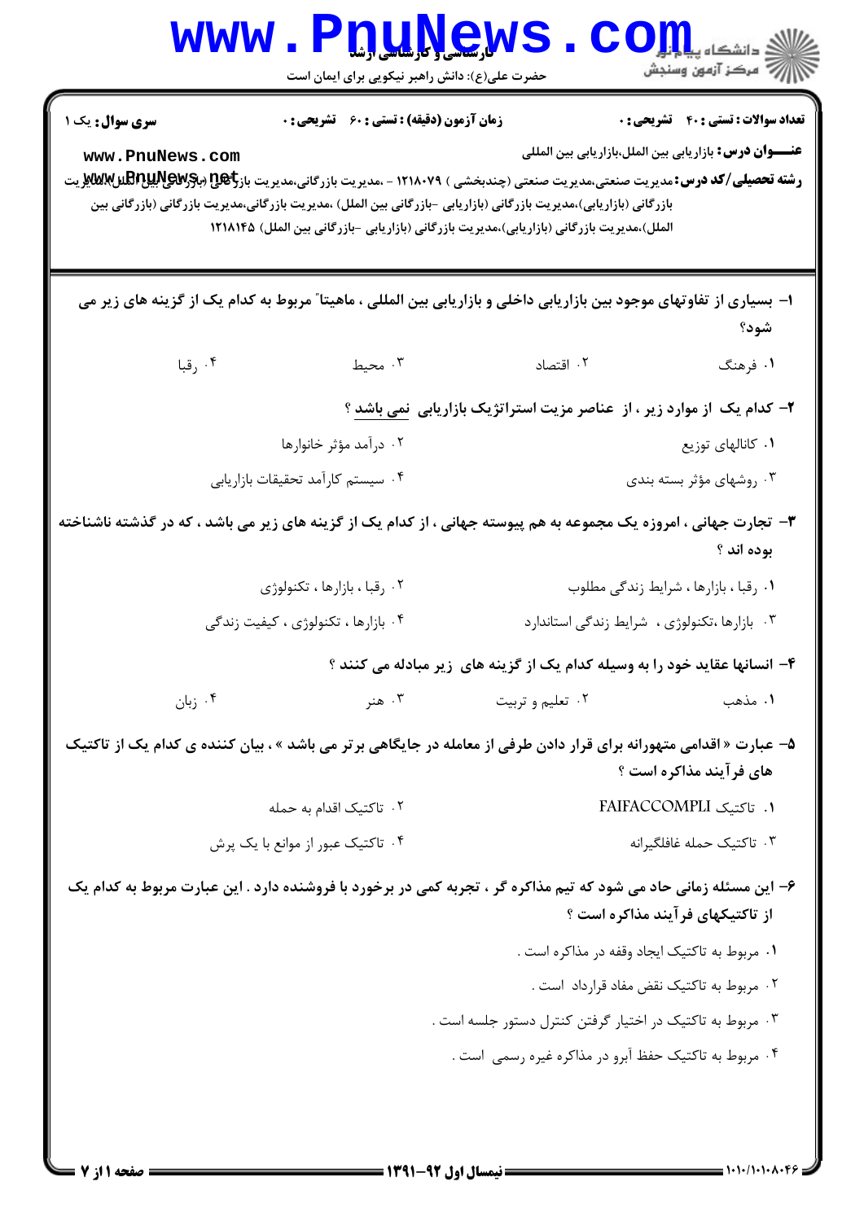کارشناسی و کارشناسی ارشد

حضرت علی(ع): دانش راهبر نیکویی برای ایمان است

**سری سوال:** یک ۱ | **زمان آزمون (دقیقه) : تستی :** ۶۰ **تشریحی :** ۰ | **تعداد سوالات : تستی :** ۴۰ **تشریحی :** ۰

**عنـــوان درس:** بازاریابی بین الملل،بازاریابی بین المللی

**رشته تحصیلی/کد درس:** مدیریت صنعتی،مدیریت صنعتی (چندبخشی ) ۱۲۱۸۰۷۹ - ،مدیریت بازرگانی،مدیریت بازرگانی (بازرگانی بین الملل)،مدیریت بازرگانی (بازاریابی)،مدیریت بازرگانی (بازاریابی -بازرگانی بین الملل) ،مدیریت بازرگانی،مدیریت بازرگانی (بازرگانی بین الملل)،مدیریت بازرگانی (بازاریابی)،مدیریت بازرگانی (بازاریابی -بازرگانی بین الملل) ۱۲۱۸۱۴۵

۱- بسیاری از تفاوتهای موجود بین بازاریابی داخلی و بازاریابی بین المللی ، ماهیتا" مربوط به کدام یک از گزینه های زیر می شود؟

۱. فرهنگ
۲. اقتصاد
۳. محیط
۴. رقبا

۲- کدام یک از موارد زیر ، از عناصر مزیت استراتژیک بازاریابی نمی باشد ؟

۱. کانالهای توزیع
۲. درآمد مؤثر خانوارها
۳. روشهای مؤثر بسته بندی
۴. سیستم کارآمد تحقیقات بازاریابی

۳- تجارت جهانی ، امروزه یک مجموعه به هم پیوسته جهانی ، از کدام یک از گزینه های زیر می باشد ، که در گذشته ناشناخته بوده اند ؟

۱. رقبا ، بازارها ، شرایط زندگی مطلوب
۲. رقبا ، بازارها ، تکنولوژی
۳. بازارها ،تکنولوژی ، شرایط زندگی استاندارد
۴. بازارها ، تکنولوژی ، کیفیت زندگی

۴- انسانها عقاید خود را به وسیله کدام یک از گزینه های زیر مبادله می کنند ؟

۱. مذهب
۲. تعلیم و تربیت
۳. هنر
۴. زبان

۵- عبارت « اقدامی متهورانه برای قرار دادن طرفی از معامله در جایگاهی برتر می باشد » ، بیان کننده ی کدام یک از تاکتیک های فرآیند مذاکره است ؟

۱. تاکتیک FAIFACCOMPLI
۲. تاکتیک اقدام به حمله
۳. تاکتیک حمله غافلگیرانه
۴. تاکتیک عبور از موانع با یک پرش

۶- این مسئله زمانی حاد می شود که تیم مذاکره گر ، تجربه کمی در برخورد با فروشنده دارد . این عبارت مربوط به کدام یک از تاکتیکهای فرآیند مذاکره است ؟

۱. مربوط به تاکتیک ایجاد وقفه در مذاکره است .
۲. مربوط به تاکتیک نقض مفاد قرارداد است .
۳. مربوط به تاکتیک در اختیار گرفتن کنترل دستور جلسه است .
۴. مربوط به تاکتیک حفظ آبرو در مذاکره غیره رسمی است .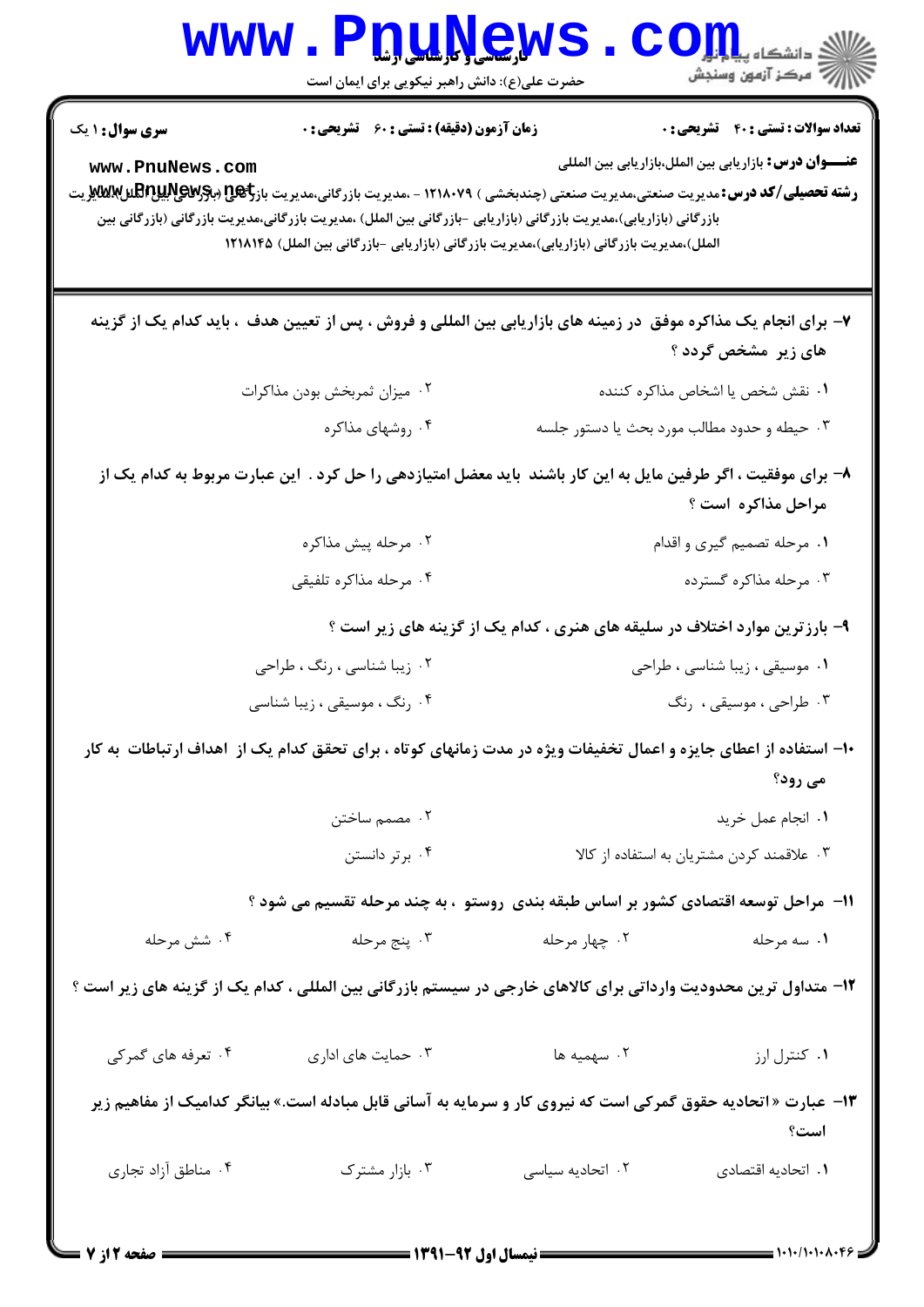**سری سوال:** ۱ یک

**زمان آزمون (دقیقه) : تستی :** ۶۰ **تشریحی :** ۰

**تعداد سوالات : تستی :** ۴۰ **تشریحی :** ۰

**عنـــوان درس:** بازاریابی بین الملل،بازاریابی بین المللی

**رشته تحصیلی/کد درس:** مدیریت صنعتی،مدیریت صنعتی (چندبخشی ) ۱۲۱۸۰۷۹ - ،مدیریت بازرگانی،مدیریت بازرگانی (بازرگانی بین الملل)،مدیریت بازرگانی (بازاریابی)،مدیریت بازرگانی (بازاریابی -بازرگانی بین الملل) ،مدیریت بازرگانی،مدیریت بازرگانی (بازرگانی بین الملل)،مدیریت بازرگانی (بازاریابی)،مدیریت بازرگانی (بازاریابی -بازرگانی بین الملل) ۱۲۱۸۱۴۵

۷- برای انجام یک مذاکره موفق در زمینه های بازاریابی بین المللی و فروش ، پس از تعیین هدف ، باید کدام یک از گزینه های زیر مشخص گردد ؟

۱. نقش شخص یا اشخاص مذاکره کننده

۲. میزان ثمربخش بودن مذاکرات

۳. حیطه و حدود مطالب مورد بحث یا دستور جلسه

۴. روشهای مذاکره

۸- برای موفقیت ، اگر طرفین مایل به این کار باشند باید معضل امتیازدهی را حل کرد . این عبارت مربوط به کدام یک از مراحل مذاکره است ؟

۱. مرحله تصمیم گیری و اقدام

۲. مرحله پیش مذاکره

۳. مرحله مذاکره گسترده

۴. مرحله مذاکره تلفیقی

۹- بارزترین موارد اختلاف در سلیقه های هنری ، کدام یک از گزینه های زیر است ؟

۱. موسیقی ، زیبا شناسی ، طراحی

۲. زیبا شناسی ، رنگ ، طراحی

۳. طراحی ، موسیقی ، رنگ

۴. رنگ ، موسیقی ، زیبا شناسی

۱۰- استفاده از اعطای جایزه و اعمال تخفیفات ویژه در مدت زمانهای کوتاه ، برای تحقق کدام یک از اهداف ارتباطات به کار می رود؟

۱. انجام عمل خرید

۲. مصمم ساختن

۳. علاقمند کردن مشتریان به استفاده از کالا

۴. برتر دانستن

۱۱- مراحل توسعه اقتصادی کشور بر اساس طبقه بندی روستو ، به چند مرحله تقسیم می شود ؟

۱. سه مرحله

۲. چهار مرحله

۳. پنج مرحله

۴. شش مرحله

۱۲- متداول ترین محدودیت وارداتی برای کالاهای خارجی در سیستم بازرگانی بین المللی ، کدام یک از گزینه های زیر است ؟

۱. کنترل ارز

۲. سهمیه ها

۳. حمایت های اداری

۴. تعرفه های گمرکی

۱۳- عبارت « اتحادیه حقوق گمرکی است که نیروی کار و سرمایه به آسانی قابل مبادله است.» بیانگر کدامیک از مفاهیم زیر است؟

۱. اتحادیه اقتصادی

۲. اتحادیه سیاسی

۳. بازار مشترک

۴. مناطق آزاد تجاری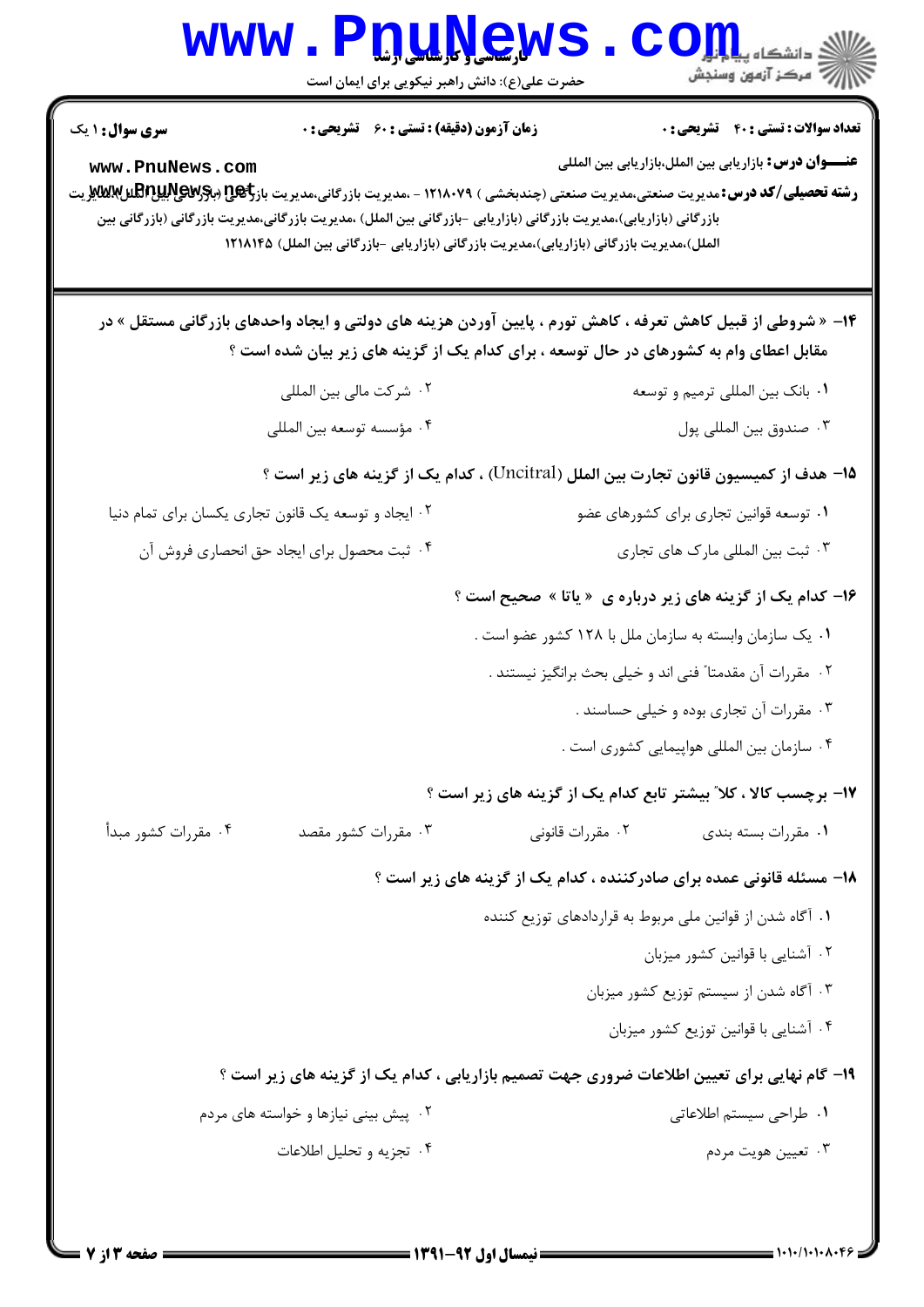**سری سوال:** ۱ یک　　**زمان آزمون (دقیقه) : تستی :** ۶۰　**تشریحی :** ۰　　**تعداد سوالات : تستی :** ۴۰　**تشریحی :** ۰

**عنـــوان درس:** بازاریابی بین الملل،بازاریابی بین المللی

**رشته تحصیلی/کد درس:** مدیریت صنعتی،مدیریت صنعتی (چندبخشی ) ۱۲۱۸۰۷۹ - ،مدیریت بازرگانی،مدیریت بازرگانی (بازرگانی بین الملل)،مدیریت بازرگانی (بازاریابی)،مدیریت بازرگانی (بازاریابی -بازرگانی بین الملل) ،مدیریت بازرگانی،مدیریت بازرگانی (بازرگانی بین الملل)،مدیریت بازرگانی (بازاریابی)،مدیریت بازرگانی (بازاریابی -بازرگانی بین الملل) ۱۲۱۸۱۴۵

۱۴- « شروطی از قبیل کاهش تعرفه ، کاهش تورم ، پایین آوردن هزینه های دولتی و ایجاد واحدهای بازرگانی مستقل » در مقابل اعطای وام به کشورهای در حال توسعه ، برای کدام یک از گزینه های زیر بیان شده است ؟

۱. بانک بین المللی ترمیم و توسعه
۲. شرکت مالی بین المللی
۳. صندوق بین المللی پول
۴. مؤسسه توسعه بین المللی

۱۵- هدف از کمیسیون قانون تجارت بین الملل (Uncitral) ، کدام یک از گزینه های زیر است ؟

۱. توسعه قوانین تجاری برای کشورهای عضو
۲. ایجاد و توسعه یک قانون تجاری یکسان برای تمام دنیا
۳. ثبت بین المللی مارک های تجاری
۴. ثبت محصول برای ایجاد حق انحصاری فروش آن

۱۶- کدام یک از گزینه های زیر درباره ی « یاتا » صحیح است ؟

۱. یک سازمان وابسته به سازمان ملل با ۱۲۸ کشور عضو است .
۲. مقررات آن مقدمتاً فنی اند و خیلی بحث برانگیز نیستند .
۳. مقررات آن تجاری بوده و خیلی حساسند .
۴. سازمان بین المللی هواپیمایی کشوری است .

۱۷- برچسب کالا ، کلاً بیشتر تابع کدام یک از گزینه های زیر است ؟

۱. مقررات بسته بندی
۲. مقررات قانونی
۳. مقررات کشور مقصد
۴. مقررات کشور مبدأ

۱۸- مسئله قانونی عمده برای صادرکننده ، کدام یک از گزینه های زیر است ؟

۱. آگاه شدن از قوانین ملی مربوط به قراردادهای توزیع کننده
۲. آشنایی با قوانین کشور میزبان
۳. آگاه شدن از سیستم توزیع کشور میزبان
۴. آشنایی با قوانین توزیع کشور میزبان

۱۹- گام نهایی برای تعیین اطلاعات ضروری جهت تصمیم بازاریابی ، کدام یک از گزینه های زیر است ؟

۱. طراحی سیستم اطلاعاتی
۲. پیش بینی نیازها و خواسته های مردم
۳. تعیین هویت مردم
۴. تجزیه و تحلیل اطلاعات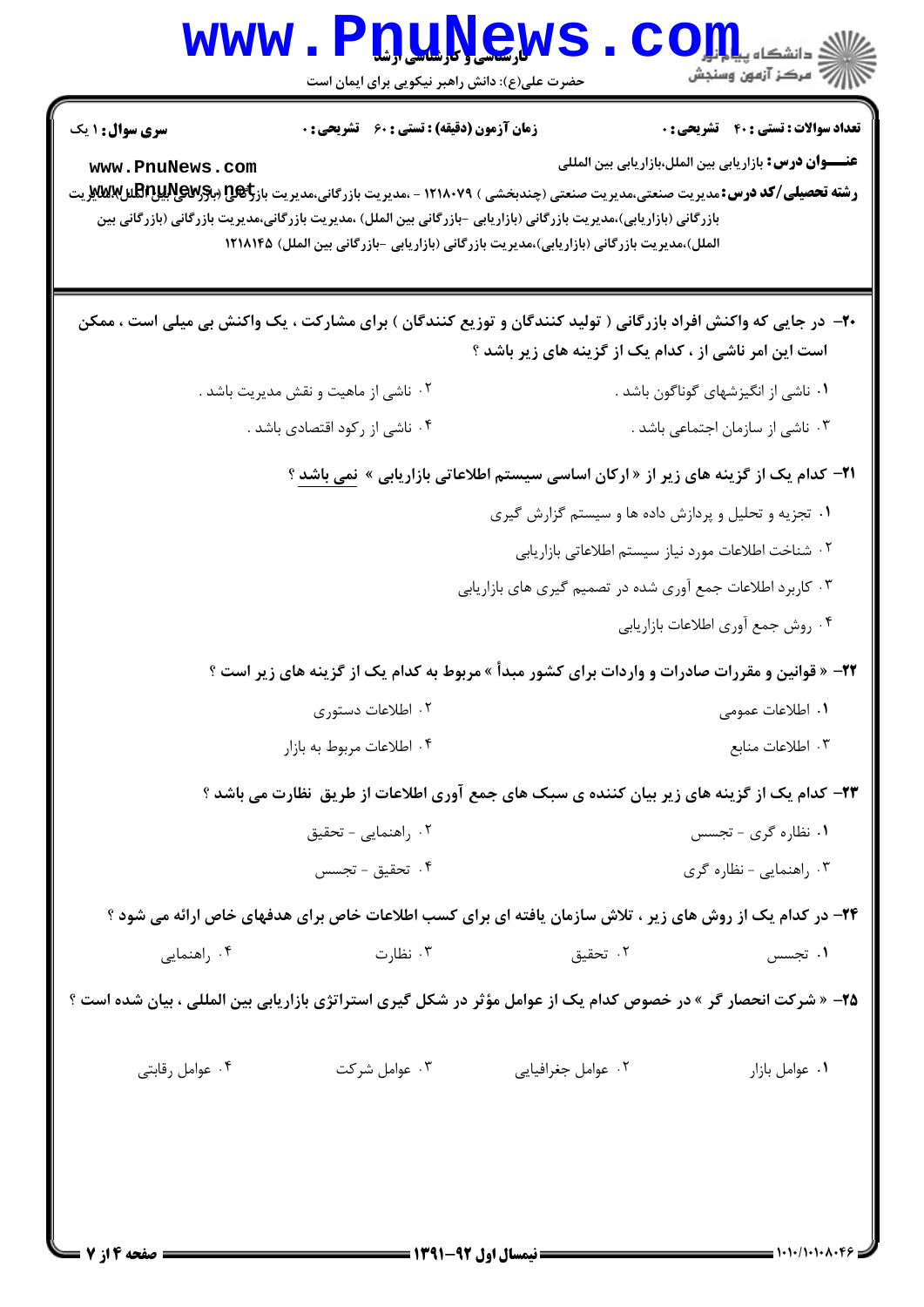**سری سوال:** ۱ یک

**زمان آزمون (دقیقه) : تستی : ۶۰ تشریحی : ۰**

**تعداد سوالات : تستی : ۴۰ تشریحی : ۰**

**عنـــوان درس:** بازاریابی بین الملل،بازاریابی بین المللی

**رشته تحصیلی/کد درس:** مدیریت صنعتی،مدیریت صنعتی (چندبخشی ) ۱۲۱۸۰۷۹ - ،مدیریت بازرگانی،مدیریت بازرگانی (بازاریابی بین الملل)،مدیریت بازرگانی (بازاریابی)،مدیریت بازرگانی (بازاریابی -بازرگانی بین الملل) ،مدیریت بازرگانی،مدیریت بازرگانی (بازرگانی بین الملل)،مدیریت بازرگانی (بازاریابی)،مدیریت بازرگانی (بازاریابی -بازرگانی بین الملل) ۱۲۱۸۱۴۵

**۲۰- در جایی که واکنش افراد بازرگانی ( تولید کنندگان و توزیع کنندگان ) برای مشارکت ، یک واکنش بی میلی است ، ممکن است این امر ناشی از ، کدام یک از گزینه های زیر باشد ؟**

۱. ناشی از انگیزشهای گوناگون باشد .

۲. ناشی از ماهیت و نقش مدیریت باشد .

۳. ناشی از سازمان اجتماعی باشد .

۴. ناشی از رکود اقتصادی باشد .

**۲۱- کدام یک از گزینه های زیر از « ارکان اساسی سیستم اطلاعاتی بازاریابی » نمی باشد ؟**

۱. تجزیه و تحلیل و پردازش داده ها و سیستم گزارش گیری

۲. شناخت اطلاعات مورد نیاز سیستم اطلاعاتی بازاریابی

۳. کاربرد اطلاعات جمع آوری شده در تصمیم گیری های بازاریابی

۴. روش جمع آوری اطلاعات بازاریابی

**۲۲- « قوانین و مقررات صادرات و واردات برای کشور مبدأ » مربوط به کدام یک از گزینه های زیر است ؟**

۱. اطلاعات عمومی

۲. اطلاعات دستوری

۳. اطلاعات منابع

۴. اطلاعات مربوط به بازار

**۲۳- کدام یک از گزینه های زیر بیان کننده ی سبک های جمع آوری اطلاعات از طریق نظارت می باشد ؟**

۱. نظاره گری - تجسس

۲. راهنمایی - تحقیق

۳. راهنمایی - نظاره گری

۴. تحقیق - تجسس

**۲۴- در کدام یک از روش های زیر ، تلاش سازمان یافته ای برای کسب اطلاعات خاص برای هدفهای خاص ارائه می شود ؟**

۱. تجسس

۲. تحقیق

۳. نظارت

۴. راهنمایی

**۲۵- « شرکت انحصار گر » در خصوص کدام یک از عوامل مؤثر در شکل گیری استراتژی بازاریابی بین المللی ، بیان شده است ؟**

۱. عوامل بازار

۲. عوامل جغرافیایی

۳. عوامل شرکت

۴. عوامل رقابتی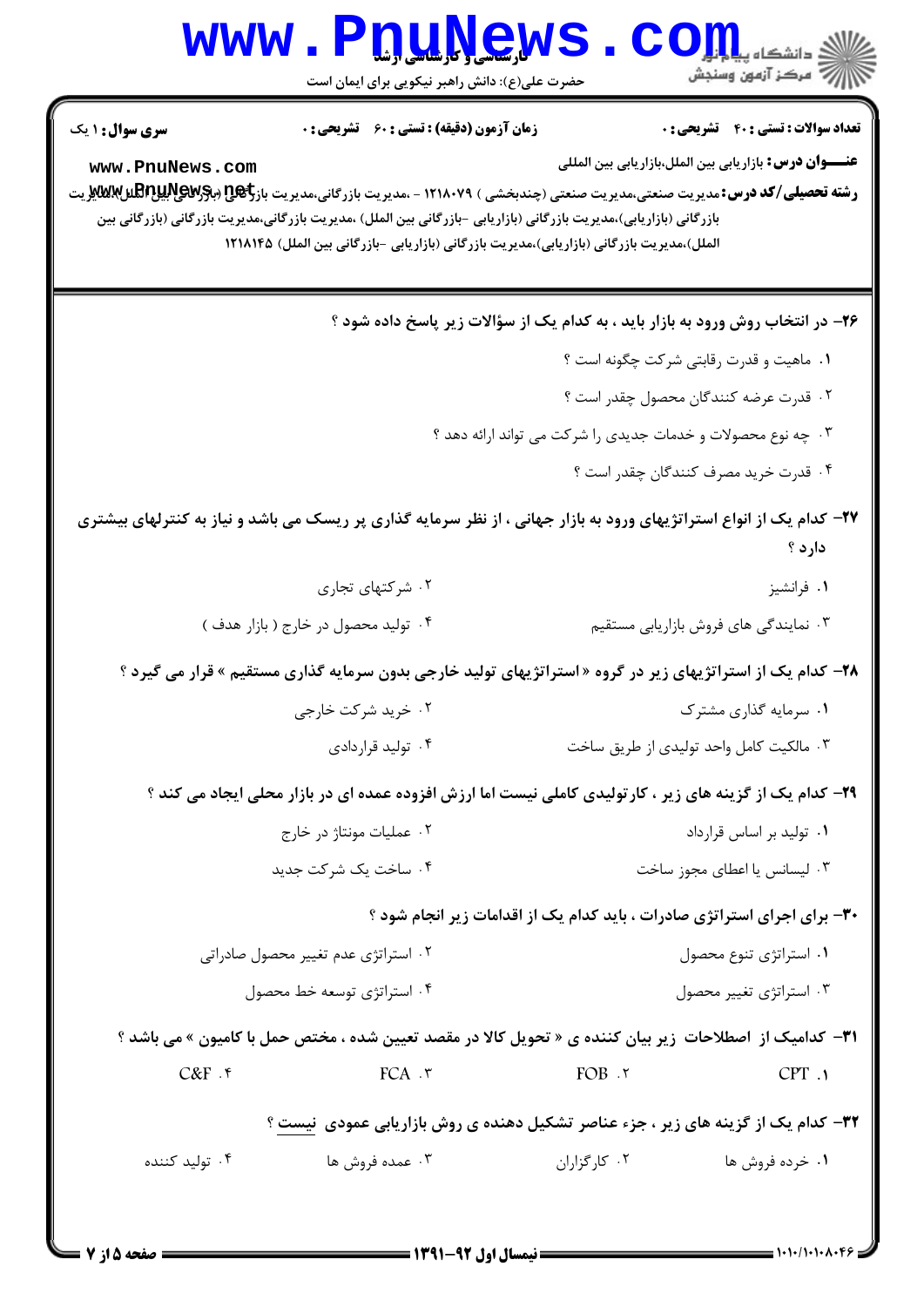**سری سوال:** ۱ یک

**زمان آزمون (دقیقه) : تستی :** ۶۰ **تشریحی :** ۰

**تعداد سوالات : تستی :** ۴۰ **تشریحی :** ۰

**عنـــوان درس:** بازاریابی بین الملل،بازاریابی بین المللی

**رشته تحصیلی/کد درس:** مدیریت صنعتی،مدیریت صنعتی (چندبخشی ) ۱۲۱۸۰۷۹ - ،مدیریت بازرگانی،مدیریت بازرگانی (بازاریابی بین الملل)،مدیریت بازرگانی (بازاریابی)،مدیریت بازرگانی (بازاریابی -بازرگانی بین الملل) ،مدیریت بازرگانی،مدیریت بازرگانی (بازرگانی بین الملل)،مدیریت بازرگانی (بازاریابی)،مدیریت بازرگانی (بازاریابی -بازرگانی بین الملل) ۱۲۱۸۱۴۵

۲۶- در انتخاب روش ورود به بازار باید ، به کدام یک از سؤالات زیر پاسخ داده شود ؟

۱. ماهیت و قدرت رقابتی شرکت چگونه است ؟

۲. قدرت عرضه کنندگان محصول چقدر است ؟

۳. چه نوع محصولات و خدمات جدیدی را شرکت می تواند ارائه دهد ؟

۴. قدرت خرید مصرف کنندگان چقدر است ؟

۲۷- کدام یک از انواع استراتژیهای ورود به بازار جهانی ، از نظر سرمایه گذاری پر ریسک می باشد و نیاز به کنترلهای بیشتری دارد ؟

۱. فرانشیز

۲. شرکتهای تجاری

۳. نمایندگی های فروش بازاریابی مستقیم

۴. تولید محصول در خارج ( بازار هدف )

۲۸- کدام یک از استراتژیهای زیر در گروه « استراتژیهای تولید خارجی بدون سرمایه گذاری مستقیم » قرار می گیرد ؟

۱. سرمایه گذاری مشترک

۲. خرید شرکت خارجی

۳. مالکیت کامل واحد تولیدی از طریق ساخت

۴. تولید قراردادی

۲۹- کدام یک از گزینه های زیر ، کارتولیدی کاملی نیست اما ارزش افزوده عمده ای در بازار محلی ایجاد می کند ؟

۱. تولید بر اساس قرارداد

۲. عملیات مونتاژ در خارج

۳. لیسانس یا اعطای مجوز ساخت

۴. ساخت یک شرکت جدید

۳۰- برای اجرای استراتژی صادرات ، باید کدام یک از اقدامات زیر انجام شود ؟

۱. استراتژی تنوع محصول

۲. استراتژی عدم تغییر محصول صادراتی

۳. استراتژی تغییر محصول

۴. استراتژی توسعه خط محصول

۳۱- کدامیک از اصطلاحات زیر بیان کننده ی « تحویل کالا در مقصد تعیین شده ، مختص حمل با کامیون » می باشد ؟

۱. CPT

۲. FOB

۳. FCA

۴. C&F

۳۲- کدام یک از گزینه های زیر ، جزء عناصر تشکیل دهنده ی روش بازاریابی عمودی <u>نیست</u> ؟

۱. خرده فروش ها

۲. کارگزاران

۳. عمده فروش ها

۴. تولید کننده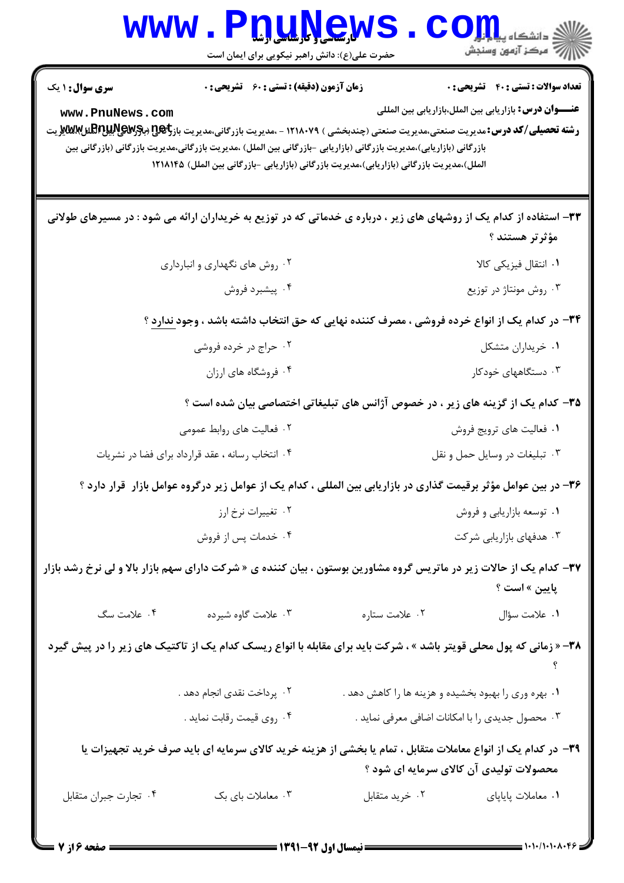**سری سوال:** ۱ یک

**زمان آزمون (دقیقه) : تستی :** ۶۰ **تشریحی :** ۰

**تعداد سوالات : تستی :** ۴۰ **تشریحی :** ۰

**عنـــوان درس:** بازاریابی بین الملل،بازاریابی بین المللی

**رشته تحصیلی/کد درس:** مدیریت صنعتی،مدیریت صنعتی (چندبخشی ) ۱۲۱۸۰۷۹ - ،مدیریت بازرگانی،مدیریت بازرگانی (بازرگانی بین الملل)،مدیریت بازرگانی (بازاریابی)،مدیریت بازرگانی (بازاریابی -بازرگانی بین الملل) ،مدیریت بازرگانی،مدیریت بازرگانی (بازرگانی بین الملل)،مدیریت بازرگانی (بازاریابی)،مدیریت بازرگانی (بازاریابی -بازرگانی بین الملل) ۱۲۱۸۱۴۵

۳۳- استفاده از کدام یک از روشهای های زیر ، درباره ی خدماتی که در توزیع به خریداران ارائه می شود : در مسیرهای طولانی مؤثرتر هستند ؟

۱. انتقال فیزیکی کالا

۲. روش های نگهداری و انبارداری

۳. روش مونتاژ در توزیع

۴. پیشبرد فروش

۳۴- در کدام یک از انواع خرده فروشی ، مصرف کننده نهایی که حق انتخاب داشته باشد ، وجود ندارد ؟

۱. خریداران متشکل

۲. حراج در خرده فروشی

۳. دستگاههای خودکار

۴. فروشگاه های ارزان

۳۵- کدام یک از گزینه های زیر ، در خصوص آژانس های تبلیغاتی اختصاصی بیان شده است ؟

۱. فعالیت های ترویج فروش

۲. فعالیت های روابط عمومی

۳. تبلیغات در وسایل حمل و نقل

۴. انتخاب رسانه ، عقد قرارداد برای فضا در نشریات

۳۶- در بین عوامل مؤثر برقیمت گذاری در بازاریابی بین المللی ، کدام یک از عوامل زیر درگروه عوامل بازار قرار دارد ؟

۱. توسعه بازاریابی و فروش

۲. تغییرات نرخ ارز

۳. هدفهای بازاریابی شرکت

۴. خدمات پس از فروش

۳۷- کدام یک از حالات زیر در ماتریس گروه مشاورین بوستون ، بیان کننده ی « شرکت دارای سهم بازار بالا و لی نرخ رشد بازار پایین » است ؟

۱. علامت سؤال

۲. علامت ستاره

۳. علامت گاوه شیرده

۴. علامت سگ

۳۸- « زمانی که پول محلی قویتر باشد » ، شرکت باید برای مقابله با انواع ریسک کدام یک از تاکتیک های زیر را در پیش گیرد ؟

۱. بهره وری را بهبود بخشیده و هزینه ها را کاهش دهد .

۲. پرداخت نقدی انجام دهد .

۳. محصول جدیدی را با امکانات اضافی معرفی نماید .

۴. روی قیمت رقابت نماید .

۳۹- در کدام یک از انواع معاملات متقابل ، تمام یا بخشی از هزینه خرید کالای سرمایه ای باید صرف خرید تجهیزات یا محصولات تولیدی آن کالای سرمایه ای شود ؟

۱. معاملات پایاپای

۲. خرید متقابل

۳. معاملات بای بک

۴. تجارت جبران متقابل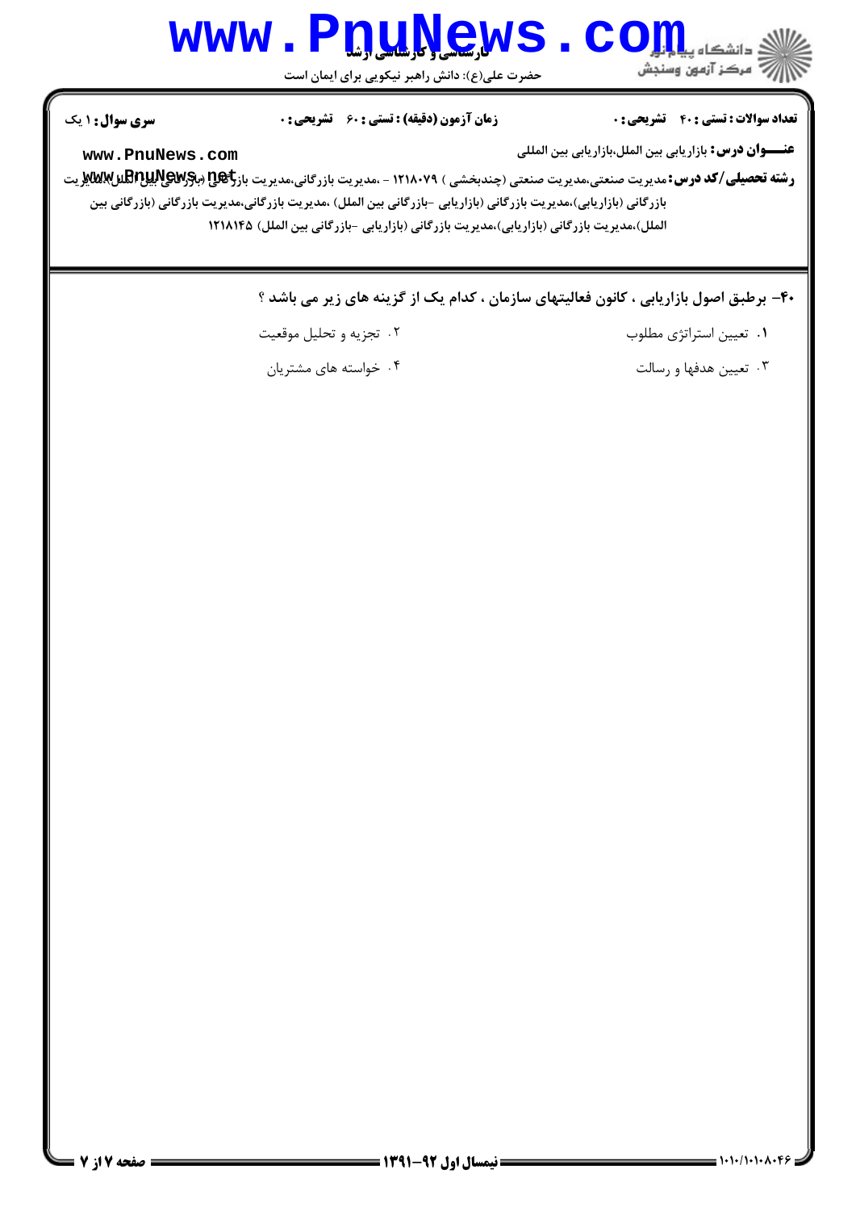**تعداد سوالات : تستی : ۴۰ تشریحی : ۰** | **زمان آزمون (دقیقه) : تستی : ۶۰ تشریحی : ۰** | **سری سوال : ۱ یک**

**عنـــوان درس:** بازاریابی بین الملل،بازاریابی بین المللی

**رشته تحصیلی/کد درس:** مدیریت صنعتی،مدیریت صنعتی (چندبخشی ) ۱۲۱۸۰۷۹ - ،مدیریت بازرگانی،مدیریت بازرگانی (بازرگانی بین الملل)،مدیریت بازرگانی (بازاریابی)،مدیریت بازرگانی (بازاریابی -بازرگانی بین الملل) ،مدیریت بازرگانی،مدیریت بازرگانی (بازرگانی بین الملل)،مدیریت بازرگانی (بازاریابی)،مدیریت بازرگانی (بازاریابی -بازرگانی بین الملل) ۱۲۱۸۱۴۵

**۴۰- برطبق اصول بازاریابی ، کانون فعالیتهای سازمان ، کدام یک از گزینه های زیر می باشد ؟**

۱. تعیین استراتژی مطلوب

۲. تجزیه و تحلیل موقعیت

۳. تعیین هدفها و رسالت

۴. خواسته های مشتریان